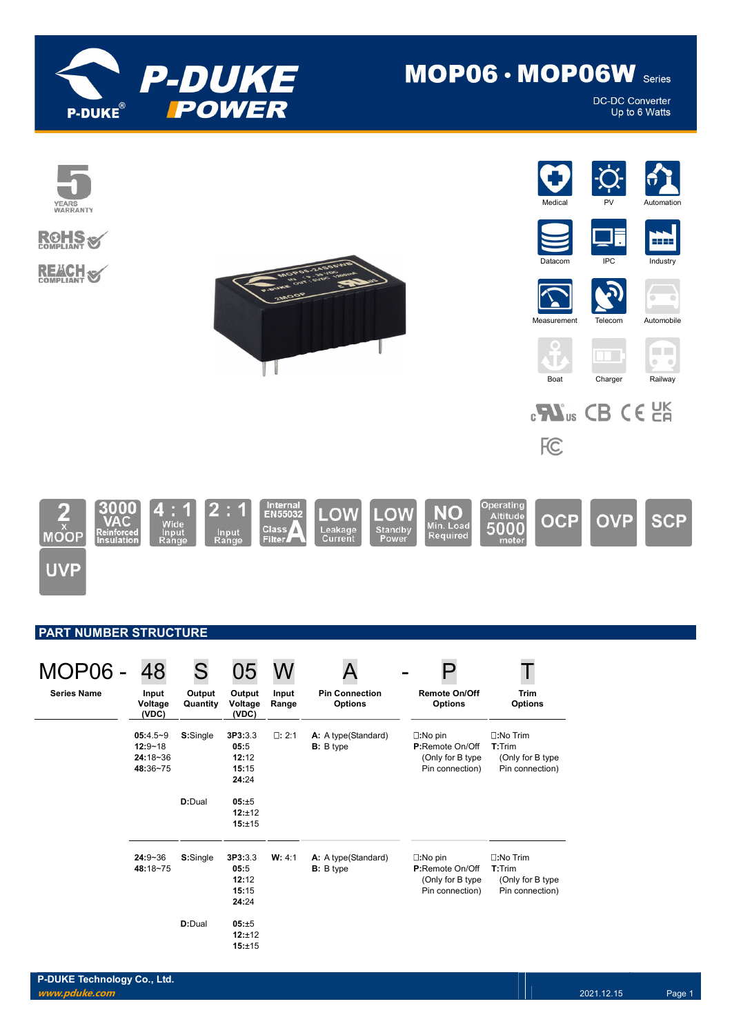# P-DUKE POWER

## MOP06 · MOP06W Series

DC-DC Converter
Up to 6 Watts

5 YEARS WARRANTY

ROHS COMPLIANT

REACH COMPLIANT

Medical | PV | Automation | Datacom | IPC | Industry | Measurement | Telecom | Automobile | Boat | Charger | Railway

2 x MOOP | 3000 VAC Reinforced Insulation | 4 : 1 Wide Input Range | 2 : 1 Input Range | Internal EN55032 Class A Filter | LOW Leakage Current | LOW Standby Power | NO Min. Load Required | Operating Altitude 5000 meter | OCP | OVP | SCP | UVP

## PART NUMBER STRUCTURE

| MOP06 - | 48 | S | 05 | W | A | - | P | T |
|---|---|---|---|---|---|---|---|---|
| **Series Name** | **Input Voltage (VDC)** | **Output Quantity** | **Output Voltage (VDC)** | **Input Range** | **Pin Connection Options** | | **Remote On/Off Options** | **Trim Options** |
| | **05**:4.5~9<br>**12**:9~18<br>**24**:18~36<br>**48**:36~75 | **S**:Single | **3P3**:3.3<br>**05**:5<br>**12**:12<br>**15**:15<br>**24**:24 | ☐: 2:1 | **A:** A type(Standard)<br>**B:** B type | | ☐:No pin<br>**P**:Remote On/Off (Only for B type Pin connection) | ☐:No Trim<br>**T**:Trim (Only for B type Pin connection) |
| | | **D**:Dual | **05**:±5<br>**12**:±12<br>**15**:±15 | | | | | |
| | **24**:9~36<br>**48**:18~75 | **S**:Single | **3P3**:3.3<br>**05**:5<br>**12**:12<br>**15**:15<br>**24**:24 | **W:** 4:1 | **A:** A type(Standard)<br>**B:** B type | | ☐:No pin<br>**P**:Remote On/Off (Only for B type Pin connection) | ☐:No Trim<br>**T**:Trim (Only for B type Pin connection) |
| | | **D**:Dual | **05**:±5<br>**12**:±12<br>**15**:±15 | | | | | |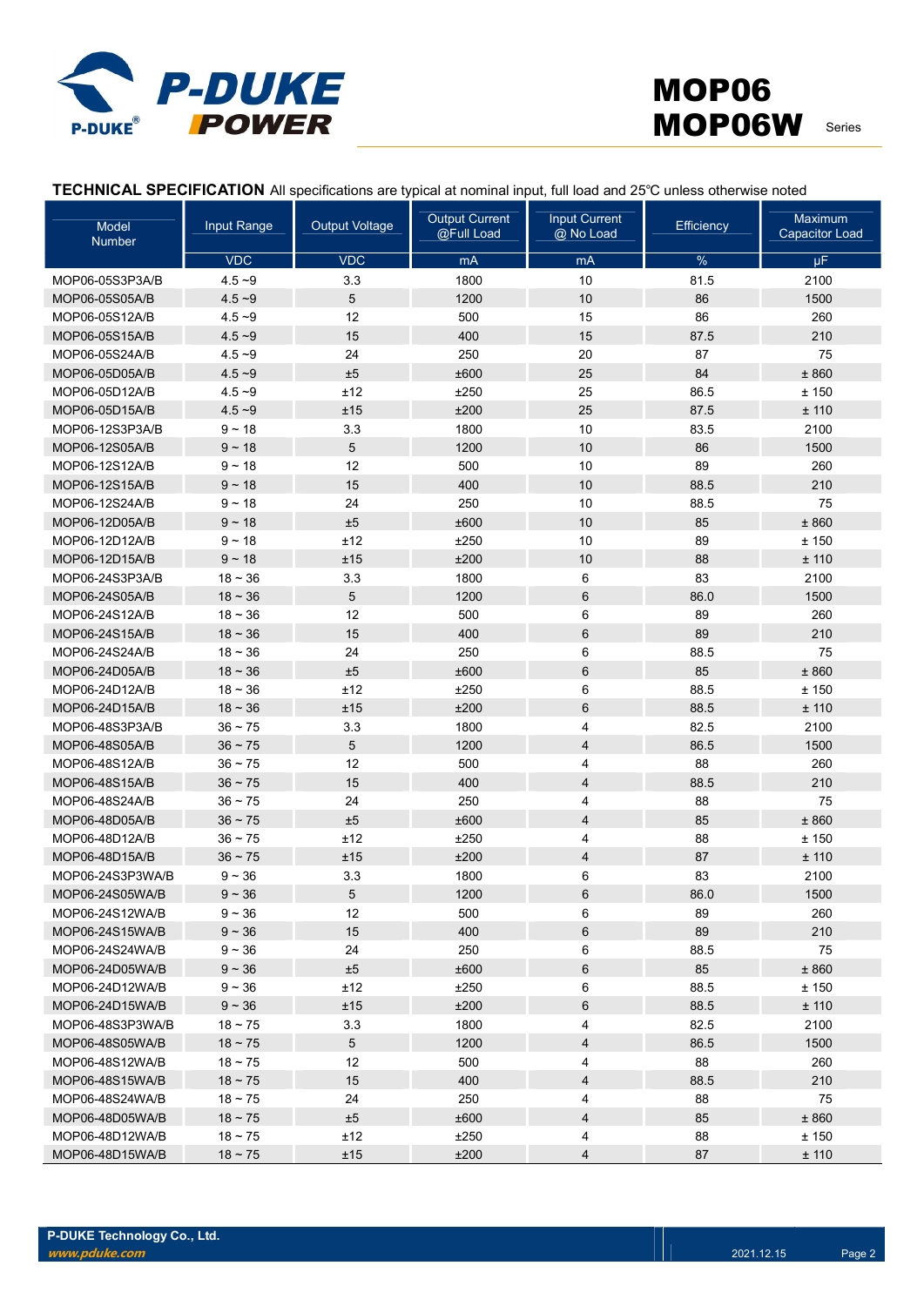**TECHNICAL SPECIFICATION** All specifications are typical at nominal input, full load and 25℃ unless otherwise noted

| Model Number | Input Range | Output Voltage | Output Current @Full Load | Input Current @ No Load | Efficiency | Maximum Capacitor Load |
|---|---|---|---|---|---|---|
| | VDC | VDC | mA | mA | % | µF |
| MOP06-05S3P3A/B | 4.5 ~9 | 3.3 | 1800 | 10 | 81.5 | 2100 |
| MOP06-05S05A/B | 4.5 ~9 | 5 | 1200 | 10 | 86 | 1500 |
| MOP06-05S12A/B | 4.5 ~9 | 12 | 500 | 15 | 86 | 260 |
| MOP06-05S15A/B | 4.5 ~9 | 15 | 400 | 15 | 87.5 | 210 |
| MOP06-05S24A/B | 4.5 ~9 | 24 | 250 | 20 | 87 | 75 |
| MOP06-05D05A/B | 4.5 ~9 | ±5 | ±600 | 25 | 84 | ± 860 |
| MOP06-05D12A/B | 4.5 ~9 | ±12 | ±250 | 25 | 86.5 | ± 150 |
| MOP06-05D15A/B | 4.5 ~9 | ±15 | ±200 | 25 | 87.5 | ± 110 |
| MOP06-12S3P3A/B | 9 ~ 18 | 3.3 | 1800 | 10 | 83.5 | 2100 |
| MOP06-12S05A/B | 9 ~ 18 | 5 | 1200 | 10 | 86 | 1500 |
| MOP06-12S12A/B | 9 ~ 18 | 12 | 500 | 10 | 89 | 260 |
| MOP06-12S15A/B | 9 ~ 18 | 15 | 400 | 10 | 88.5 | 210 |
| MOP06-12S24A/B | 9 ~ 18 | 24 | 250 | 10 | 88.5 | 75 |
| MOP06-12D05A/B | 9 ~ 18 | ±5 | ±600 | 10 | 85 | ± 860 |
| MOP06-12D12A/B | 9 ~ 18 | ±12 | ±250 | 10 | 89 | ± 150 |
| MOP06-12D15A/B | 9 ~ 18 | ±15 | ±200 | 10 | 88 | ± 110 |
| MOP06-24S3P3A/B | 18 ~ 36 | 3.3 | 1800 | 6 | 83 | 2100 |
| MOP06-24S05A/B | 18 ~ 36 | 5 | 1200 | 6 | 86.0 | 1500 |
| MOP06-24S12A/B | 18 ~ 36 | 12 | 500 | 6 | 89 | 260 |
| MOP06-24S15A/B | 18 ~ 36 | 15 | 400 | 6 | 89 | 210 |
| MOP06-24S24A/B | 18 ~ 36 | 24 | 250 | 6 | 88.5 | 75 |
| MOP06-24D05A/B | 18 ~ 36 | ±5 | ±600 | 6 | 85 | ± 860 |
| MOP06-24D12A/B | 18 ~ 36 | ±12 | ±250 | 6 | 88.5 | ± 150 |
| MOP06-24D15A/B | 18 ~ 36 | ±15 | ±200 | 6 | 88.5 | ± 110 |
| MOP06-48S3P3A/B | 36 ~ 75 | 3.3 | 1800 | 4 | 82.5 | 2100 |
| MOP06-48S05A/B | 36 ~ 75 | 5 | 1200 | 4 | 86.5 | 1500 |
| MOP06-48S12A/B | 36 ~ 75 | 12 | 500 | 4 | 88 | 260 |
| MOP06-48S15A/B | 36 ~ 75 | 15 | 400 | 4 | 88.5 | 210 |
| MOP06-48S24A/B | 36 ~ 75 | 24 | 250 | 4 | 88 | 75 |
| MOP06-48D05A/B | 36 ~ 75 | ±5 | ±600 | 4 | 85 | ± 860 |
| MOP06-48D12A/B | 36 ~ 75 | ±12 | ±250 | 4 | 88 | ± 150 |
| MOP06-48D15A/B | 36 ~ 75 | ±15 | ±200 | 4 | 87 | ± 110 |
| MOP06-24S3P3WA/B | 9 ~ 36 | 3.3 | 1800 | 6 | 83 | 2100 |
| MOP06-24S05WA/B | 9 ~ 36 | 5 | 1200 | 6 | 86.0 | 1500 |
| MOP06-24S12WA/B | 9 ~ 36 | 12 | 500 | 6 | 89 | 260 |
| MOP06-24S15WA/B | 9 ~ 36 | 15 | 400 | 6 | 89 | 210 |
| MOP06-24S24WA/B | 9 ~ 36 | 24 | 250 | 6 | 88.5 | 75 |
| MOP06-24D05WA/B | 9 ~ 36 | ±5 | ±600 | 6 | 85 | ± 860 |
| MOP06-24D12WA/B | 9 ~ 36 | ±12 | ±250 | 6 | 88.5 | ± 150 |
| MOP06-24D15WA/B | 9 ~ 36 | ±15 | ±200 | 6 | 88.5 | ± 110 |
| MOP06-48S3P3WA/B | 18 ~ 75 | 3.3 | 1800 | 4 | 82.5 | 2100 |
| MOP06-48S05WA/B | 18 ~ 75 | 5 | 1200 | 4 | 86.5 | 1500 |
| MOP06-48S12WA/B | 18 ~ 75 | 12 | 500 | 4 | 88 | 260 |
| MOP06-48S15WA/B | 18 ~ 75 | 15 | 400 | 4 | 88.5 | 210 |
| MOP06-48S24WA/B | 18 ~ 75 | 24 | 250 | 4 | 88 | 75 |
| MOP06-48D05WA/B | 18 ~ 75 | ±5 | ±600 | 4 | 85 | ± 860 |
| MOP06-48D12WA/B | 18 ~ 75 | ±12 | ±250 | 4 | 88 | ± 150 |
| MOP06-48D15WA/B | 18 ~ 75 | ±15 | ±200 | 4 | 87 | ± 110 |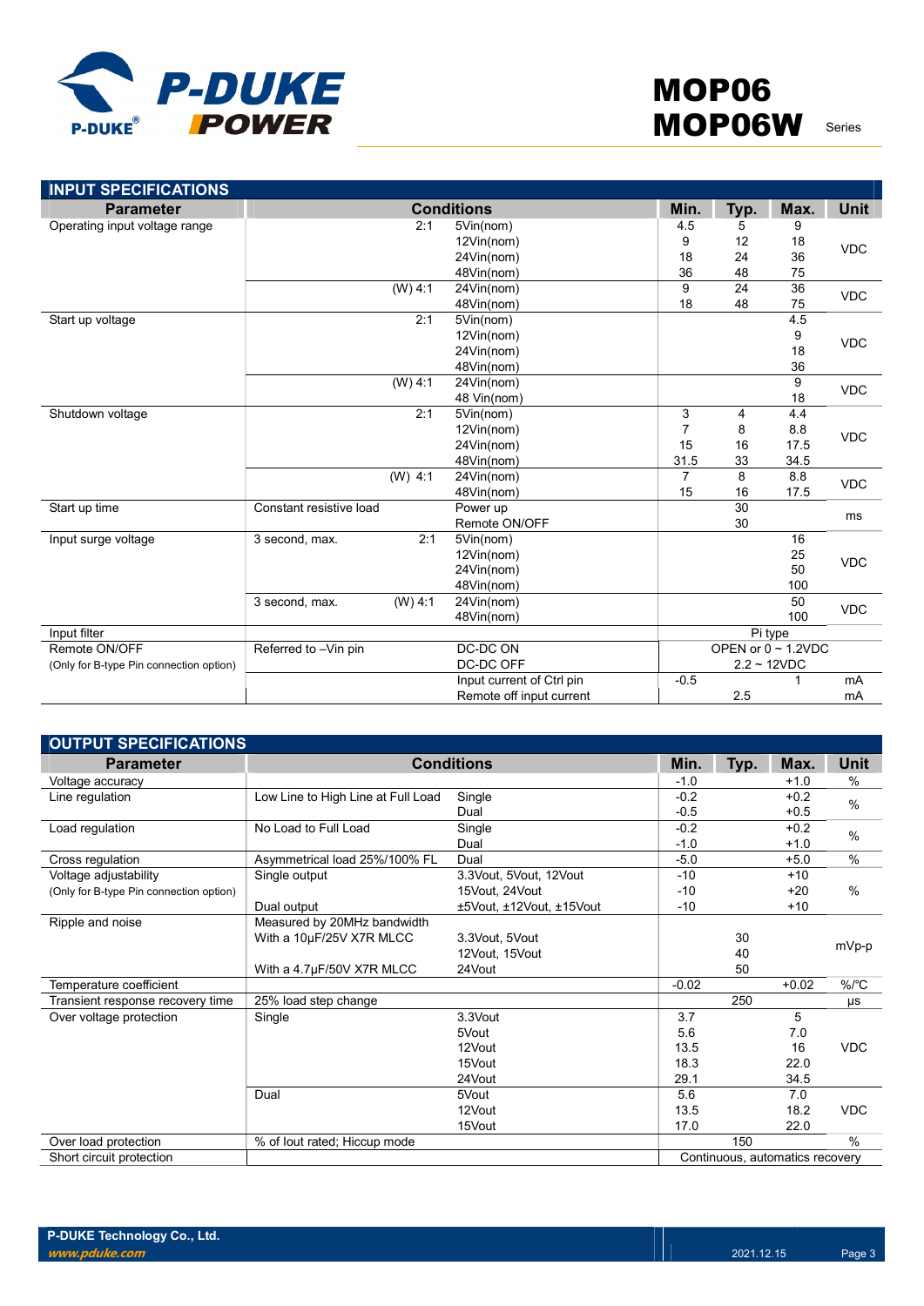## INPUT SPECIFICATIONS

| Parameter | Conditions | | | Min. | Typ. | Max. | Unit |
|---|---|---|---|---|---|---|---|
| Operating input voltage range | | 2:1 | 5Vin(nom) | 4.5 | 5 | 9 | VDC |
| | | | 12Vin(nom) | 9 | 12 | 18 | |
| | | | 24Vin(nom) | 18 | 24 | 36 | |
| | | | 48Vin(nom) | 36 | 48 | 75 | |
| | | (W) 4:1 | 24Vin(nom) | 9 | 24 | 36 | VDC |
| | | | 48Vin(nom) | 18 | 48 | 75 | |
| Start up voltage | | 2:1 | 5Vin(nom) | | | 4.5 | VDC |
| | | | 12Vin(nom) | | | 9 | |
| | | | 24Vin(nom) | | | 18 | |
| | | | 48Vin(nom) | | | 36 | |
| | | (W) 4:1 | 24Vin(nom) | | | 9 | VDC |
| | | | 48 Vin(nom) | | | 18 | |
| Shutdown voltage | | 2:1 | 5Vin(nom) | 3 | 4 | 4.4 | VDC |
| | | | 12Vin(nom) | 7 | 8 | 8.8 | |
| | | | 24Vin(nom) | 15 | 16 | 17.5 | |
| | | | 48Vin(nom) | 31.5 | 33 | 34.5 | |
| | | (W) 4:1 | 24Vin(nom) | 7 | 8 | 8.8 | VDC |
| | | | 48Vin(nom) | 15 | 16 | 17.5 | |
| Start up time | Constant resistive load | | Power up | | 30 | | ms |
| | | | Remote ON/OFF | | 30 | | |
| Input surge voltage | 3 second, max. | 2:1 | 5Vin(nom) | | | 16 | VDC |
| | | | 12Vin(nom) | | | 25 | |
| | | | 24Vin(nom) | | | 50 | |
| | | | 48Vin(nom) | | | 100 | |
| | 3 second, max. | (W) 4:1 | 24Vin(nom) | | | 50 | VDC |
| | | | 48Vin(nom) | | | 100 | |
| Input filter | | | | Pi type | | | |
| Remote ON/OFF | Referred to –Vin pin | | DC-DC ON | OPEN or 0 ~ 1.2VDC | | | |
| (Only for B-type Pin connection option) | | | DC-DC OFF | 2.2 ~ 12VDC | | | |
| | | | Input current of Ctrl pin | -0.5 | | 1 | mA |
| | | | Remote off input current | | 2.5 | | mA |

## OUTPUT SPECIFICATIONS

| Parameter | Conditions | | Min. | Typ. | Max. | Unit |
|---|---|---|---|---|---|---|
| Voltage accuracy | | | -1.0 | | +1.0 | % |
| Line regulation | Low Line to High Line at Full Load | Single | -0.2 | | +0.2 | % |
| | | Dual | -0.5 | | +0.5 | |
| Load regulation | No Load to Full Load | Single | -0.2 | | +0.2 | % |
| | | Dual | -1.0 | | +1.0 | |
| Cross regulation | Asymmetrical load 25%/100% FL | Dual | -5.0 | | +5.0 | % |
| Voltage adjustability | Single output | 3.3Vout, 5Vout, 12Vout | -10 | | +10 | % |
| (Only for B-type Pin connection option) | | 15Vout, 24Vout | -10 | | +20 | |
| | Dual output | ±5Vout, ±12Vout, ±15Vout | -10 | | +10 | |
| Ripple and noise | Measured by 20MHz bandwidth | | | | | mVp-p |
| | With a 10μF/25V X7R MLCC | 3.3Vout, 5Vout | | 30 | | |
| | | 12Vout, 15Vout | | 40 | | |
| | With a 4.7μF/50V X7R MLCC | 24Vout | | 50 | | |
| Temperature coefficient | | | -0.02 | | +0.02 | %/°C |
| Transient response recovery time | 25% load step change | | | 250 | | μs |
| Over voltage protection | Single | 3.3Vout | 3.7 | | 5 | VDC |
| | | 5Vout | 5.6 | | 7.0 | |
| | | 12Vout | 13.5 | | 16 | |
| | | 15Vout | 18.3 | | 22.0 | |
| | | 24Vout | 29.1 | | 34.5 | |
| | Dual | 5Vout | 5.6 | | 7.0 | VDC |
| | | 12Vout | 13.5 | | 18.2 | |
| | | 15Vout | 17.0 | | 22.0 | |
| Over load protection | % of Iout rated; Hiccup mode | | | 150 | | % |
| Short circuit protection | | | Continuous, automatics recovery | | | |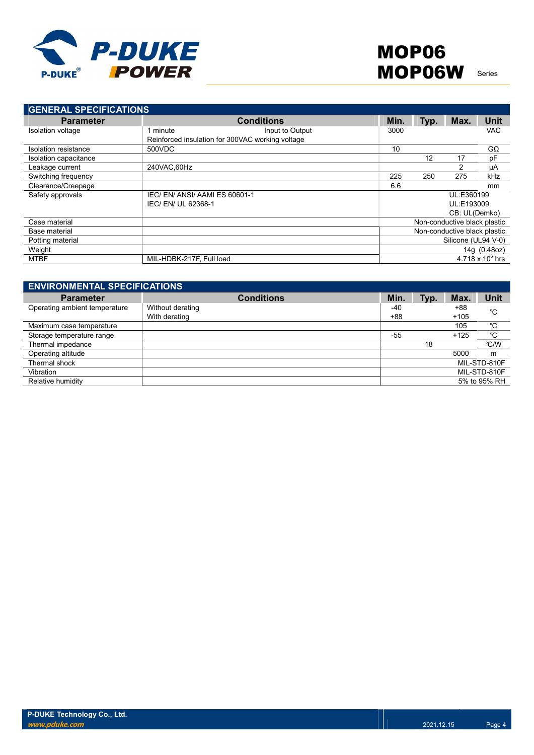## GENERAL SPECIFICATIONS

| Parameter | Conditions | Min. | Typ. | Max. | Unit |
|---|---|---|---|---|---|
| Isolation voltage | 1 minute Input to Output<br>Reinforced insulation for 300VAC working voltage | 3000 | | | VAC |
| Isolation resistance | 500VDC | 10 | | | GΩ |
| Isolation capacitance | | | 12 | 17 | pF |
| Leakage current | 240VAC,60Hz | | | 2 | μA |
| Switching frequency | | 225 | 250 | 275 | kHz |
| Clearance/Creepage | | 6.6 | | | mm |
| Safety approvals | IEC/ EN/ ANSI/ AAMI ES 60601-1<br>IEC/ EN/ UL 62368-1 | | | | UL:E360199<br>UL:E193009<br>CB: UL(Demko) |
| Case material | | | | | Non-conductive black plastic |
| Base material | | | | | Non-conductive black plastic |
| Potting material | | | | | Silicone (UL94 V-0) |
| Weight | | | | | 14g (0.48oz) |
| MTBF | MIL-HDBK-217F, Full load | | | | $4.718 \times 10^6$ hrs |

## ENVIRONMENTAL SPECIFICATIONS

| Parameter | Conditions | Min. | Typ. | Max. | Unit |
|---|---|---|---|---|---|
| Operating ambient temperature | Without derating<br>With derating | -40<br>+88 | | +88<br>+105 | ℃ |
| Maximum case temperature | | | | 105 | ℃ |
| Storage temperature range | | -55 | | +125 | ℃ |
| Thermal impedance | | | 18 | | ℃/W |
| Operating altitude | | | | 5000 | m |
| Thermal shock | | | | | MIL-STD-810F |
| Vibration | | | | | MIL-STD-810F |
| Relative humidity | | | | | 5% to 95% RH |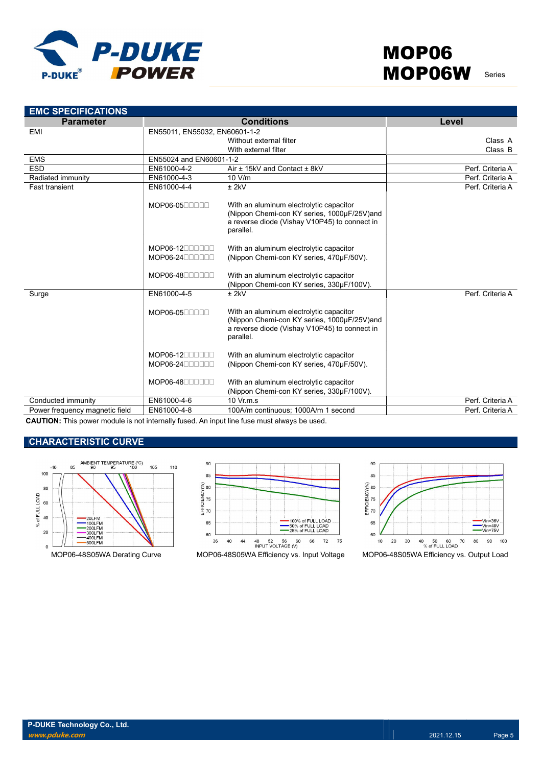## EMC SPECIFICATIONS

| Parameter | Conditions | | Level |
|---|---|---|---|
| EMI | EN55011, EN55032, EN60601-1-2 | | |
| | | Without external filter | Class A |
| | | With external filter | Class B |
| EMS | EN55024 and EN60601-1-2 | | |
| ESD | EN61000-4-2 | Air ± 15kV and Contact ± 8kV | Perf. Criteria A |
| Radiated immunity | EN61000-4-3 | 10 V/m | Perf. Criteria A |
| Fast transient | EN61000-4-4 | ± 2kV | Perf. Criteria A |
| | MOP06-05□□□□□ | With an aluminum electrolytic capacitor (Nippon Chemi-con KY series, 1000µF/25V)and a reverse diode (Vishay V10P45) to connect in parallel. | |
| | MOP06-12□□□□□□ MOP06-24□□□□□□ | With an aluminum electrolytic capacitor (Nippon Chemi-con KY series, 470µF/50V). | |
| | MOP06-48□□□□□□ | With an aluminum electrolytic capacitor (Nippon Chemi-con KY series, 330µF/100V). | |
| Surge | EN61000-4-5 | ± 2kV | Perf. Criteria A |
| | MOP06-05□□□□□ | With an aluminum electrolytic capacitor (Nippon Chemi-con KY series, 1000µF/25V)and a reverse diode (Vishay V10P45) to connect in parallel. | |
| | MOP06-12□□□□□□ MOP06-24□□□□□□ | With an aluminum electrolytic capacitor (Nippon Chemi-con KY series, 470µF/50V). | |
| | MOP06-48□□□□□□ | With an aluminum electrolytic capacitor (Nippon Chemi-con KY series, 330µF/100V). | |
| Conducted immunity | EN61000-4-6 | 10 Vr.m.s | Perf. Criteria A |
| Power frequency magnetic field | EN61000-4-8 | 100A/m continuous; 1000A/m 1 second | Perf. Criteria A |

**CAUTION:** This power module is not internally fused. An input line fuse must always be used.

## CHARACTERISTIC CURVE

MOP06-48S05WA Derating Curve

MOP06-48S05WA Efficiency vs. Input Voltage

MOP06-48S05WA Efficiency vs. Output Load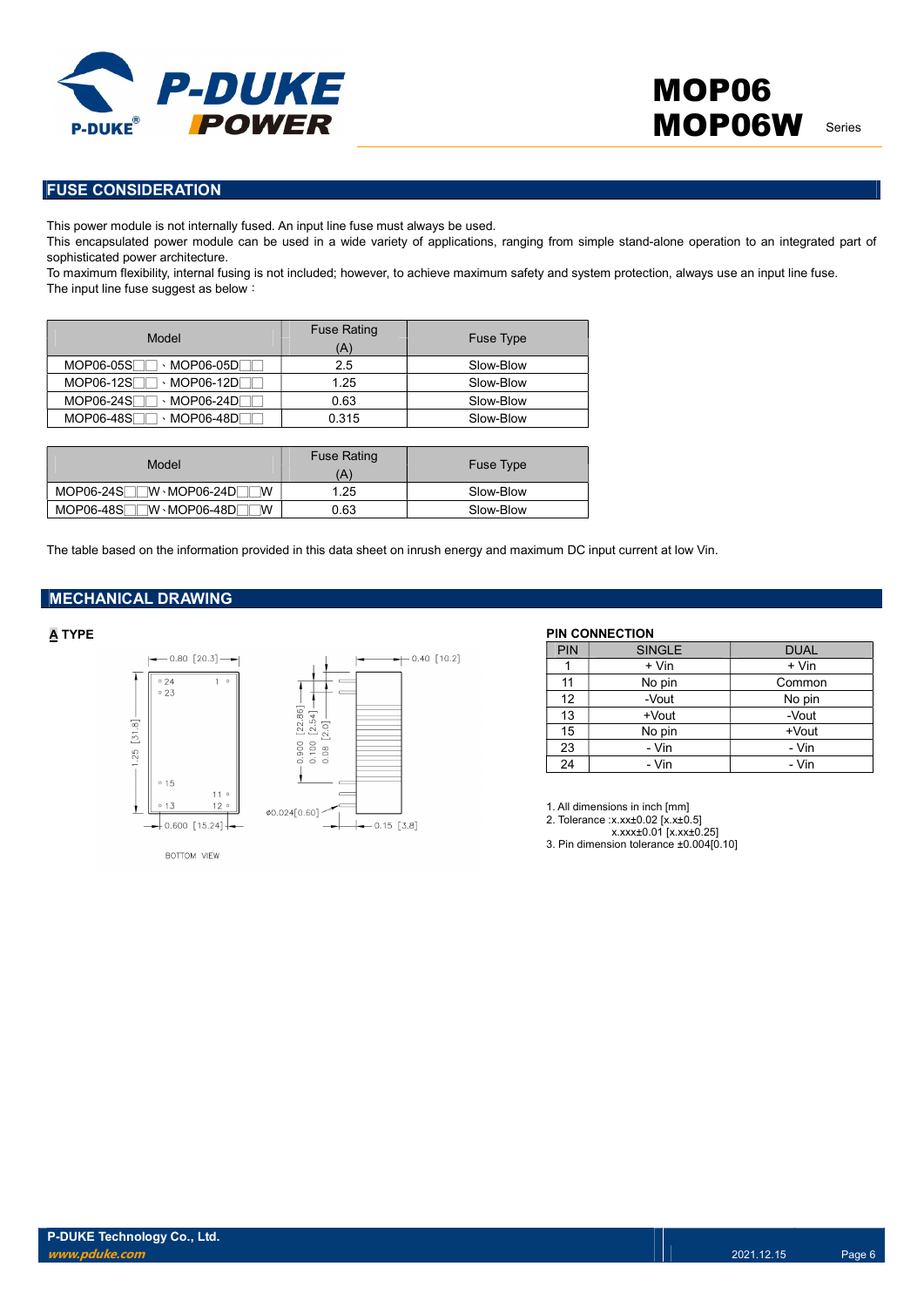## FUSE CONSIDERATION

This power module is not internally fused. An input line fuse must always be used.
This encapsulated power module can be used in a wide variety of applications, ranging from simple stand-alone operation to an integrated part of sophisticated power architecture.
To maximum flexibility, internal fusing is not included; however, to achieve maximum safety and system protection, always use an input line fuse.
The input line fuse suggest as below：

| Model | Fuse Rating (A) | Fuse Type |
|---|---|---|
| MOP06-05S□□、MOP06-05D□□ | 2.5 | Slow-Blow |
| MOP06-12S□□、MOP06-12D□□ | 1.25 | Slow-Blow |
| MOP06-24S□□、MOP06-24D□□ | 0.63 | Slow-Blow |
| MOP06-48S□□、MOP06-48D□□ | 0.315 | Slow-Blow |

| Model | Fuse Rating (A) | Fuse Type |
|---|---|---|
| MOP06-24S□□W、MOP06-24D□□W | 1.25 | Slow-Blow |
| MOP06-48S□□W、MOP06-48D□□W | 0.63 | Slow-Blow |

The table based on the information provided in this data sheet on inrush energy and maximum DC input current at low Vin.

## MECHANICAL DRAWING

**A TYPE**

0.80 [20.3]
0.40 [10.2]
1.25 [31.8]
0.900 [22.86]
0.100 [2.54]
0.08 [2.0]
ø0.024[0.60]
0.600 [15.24]
0.15 [3.8]
BOTTOM VIEW

**PIN CONNECTION**

| PIN | SINGLE | DUAL |
|---|---|---|
| 1 | + Vin | + Vin |
| 11 | No pin | Common |
| 12 | -Vout | No pin |
| 13 | +Vout | -Vout |
| 15 | No pin | +Vout |
| 23 | - Vin | - Vin |
| 24 | - Vin | - Vin |

1. All dimensions in inch [mm]
2. Tolerance :x.xx±0.02 [x.x±0.5]
   x.xxx±0.01 [x.xx±0.25]
3. Pin dimension tolerance ±0.004[0.10]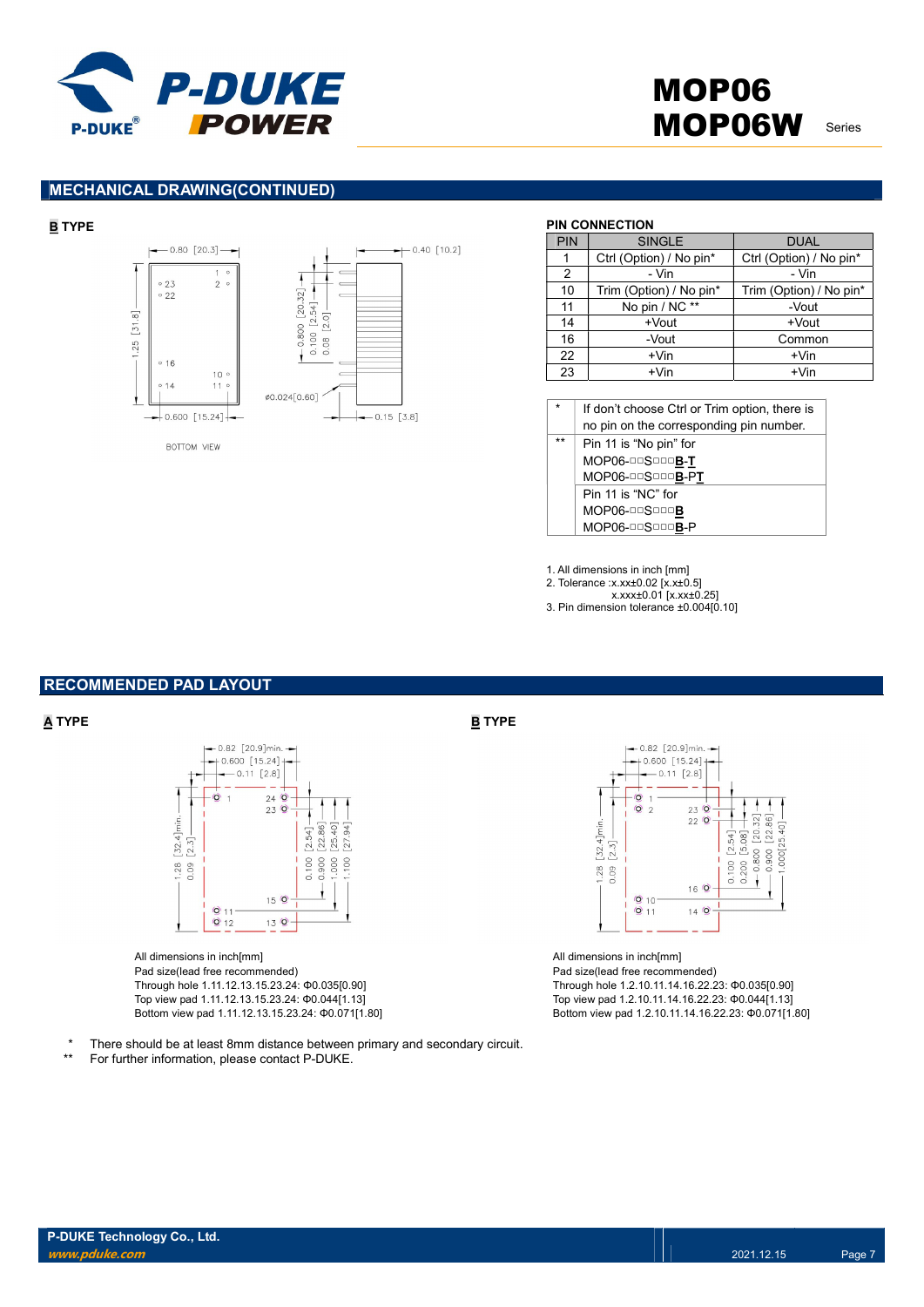## MECHANICAL DRAWING(CONTINUED)

### B TYPE

BOTTOM VIEW

### PIN CONNECTION

| PIN | SINGLE | DUAL |
|---|---|---|
| 1 | Ctrl (Option) / No pin* | Ctrl (Option) / No pin* |
| 2 | - Vin | - Vin |
| 10 | Trim (Option) / No pin* | Trim (Option) / No pin* |
| 11 | No pin / NC ** | -Vout |
| 14 | +Vout | +Vout |
| 16 | -Vout | Common |
| 22 | +Vin | +Vin |
| 23 | +Vin | +Vin |

| | |
|---|---|
| * | If don't choose Ctrl or Trim option, there is no pin on the corresponding pin number. |
| ** | Pin 11 is "No pin" for MOP06-□□S□□□**B**-**T** MOP06-□□S□□□**B**-P**T** |
| | Pin 11 is "NC" for MOP06-□□S□□□**B** MOP06-□□S□□□**B**-P |

1. All dimensions in inch [mm]
2. Tolerance :x.xx±0.02 [x.x±0.5]
   x.xxx±0.01 [x.xx±0.25]
3. Pin dimension tolerance ±0.004[0.10]

## RECOMMENDED PAD LAYOUT

### A TYPE

All dimensions in inch[mm]
Pad size(lead free recommended)
Through hole 1.11.12.13.15.23.24: Φ0.035[0.90]
Top view pad 1.11.12.13.15.23.24: Φ0.044[1.13]
Bottom view pad 1.11.12.13.15.23.24: Φ0.071[1.80]

### B TYPE

All dimensions in inch[mm]
Pad size(lead free recommended)
Through hole 1.2.10.11.14.16.22.23: Φ0.035[0.90]
Top view pad 1.2.10.11.14.16.22.23: Φ0.044[1.13]
Bottom view pad 1.2.10.11.14.16.22.23: Φ0.071[1.80]

\* There should be at least 8mm distance between primary and secondary circuit.
\** For further information, please contact P-DUKE.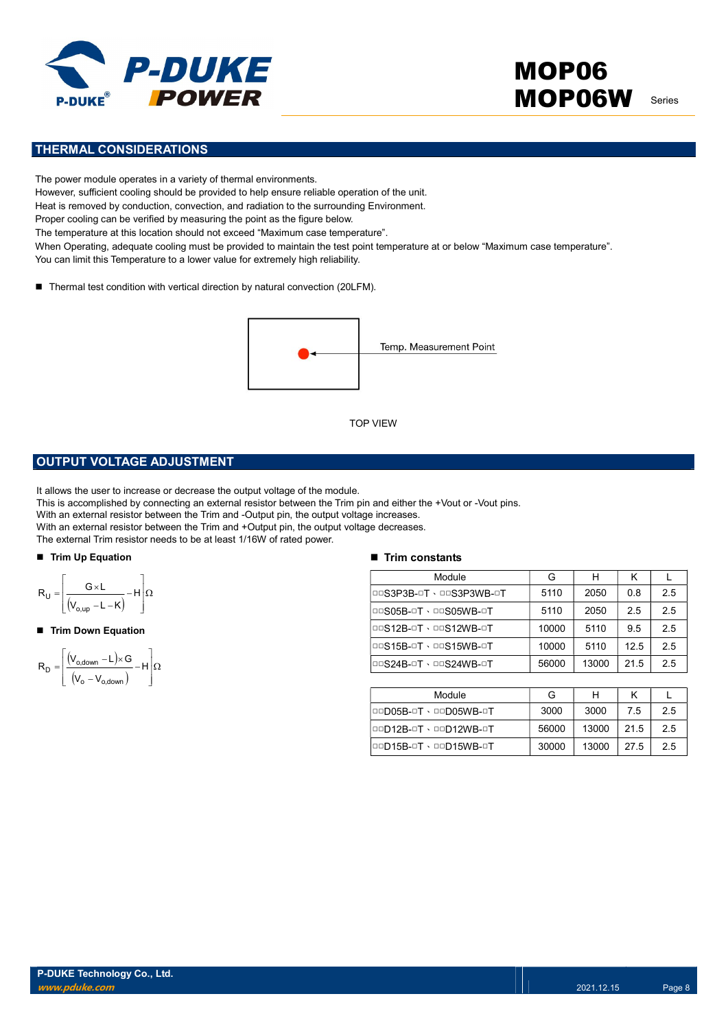## THERMAL CONSIDERATIONS

The power module operates in a variety of thermal environments.
However, sufficient cooling should be provided to help ensure reliable operation of the unit.
Heat is removed by conduction, convection, and radiation to the surrounding Environment.
Proper cooling can be verified by measuring the point as the figure below.
The temperature at this location should not exceed "Maximum case temperature".
When Operating, adequate cooling must be provided to maintain the test point temperature at or below "Maximum case temperature".
You can limit this Temperature to a lower value for extremely high reliability.

- Thermal test condition with vertical direction by natural convection (20LFM).

Temp. Measurement Point

TOP VIEW

## OUTPUT VOLTAGE ADJUSTMENT

It allows the user to increase or decrease the output voltage of the module.
This is accomplished by connecting an external resistor between the Trim pin and either the +Vout or -Vout pins.
With an external resistor between the Trim and -Output pin, the output voltage increases.
With an external resistor between the Trim and +Output pin, the output voltage decreases.
The external Trim resistor needs to be at least 1/16W of rated power.

- **Trim Up Equation**

$$R_U = \left[ \frac{G \times L}{(V_{o,up} - L - K)} - H \right] \Omega$$

- **Trim Down Equation**

$$R_D = \left[ \frac{(V_{o,down} - L) \times G}{(V_o - V_{o,down})} - H \right] \Omega$$

- **Trim constants**

| Module | G | H | K | L |
|---|---|---|---|---|
| □□S3P3B-□T、□□S3P3WB-□T | 5110 | 2050 | 0.8 | 2.5 |
| □□S05B-□T、□□S05WB-□T | 5110 | 2050 | 2.5 | 2.5 |
| □□S12B-□T、□□S12WB-□T | 10000 | 5110 | 9.5 | 2.5 |
| □□S15B-□T、□□S15WB-□T | 10000 | 5110 | 12.5 | 2.5 |
| □□S24B-□T、□□S24WB-□T | 56000 | 13000 | 21.5 | 2.5 |

| Module | G | H | K | L |
|---|---|---|---|---|
| □□D05B-□T、□□D05WB-□T | 3000 | 3000 | 7.5 | 2.5 |
| □□D12B-□T、□□D12WB-□T | 56000 | 13000 | 21.5 | 2.5 |
| □□D15B-□T、□□D15WB-□T | 30000 | 13000 | 27.5 | 2.5 |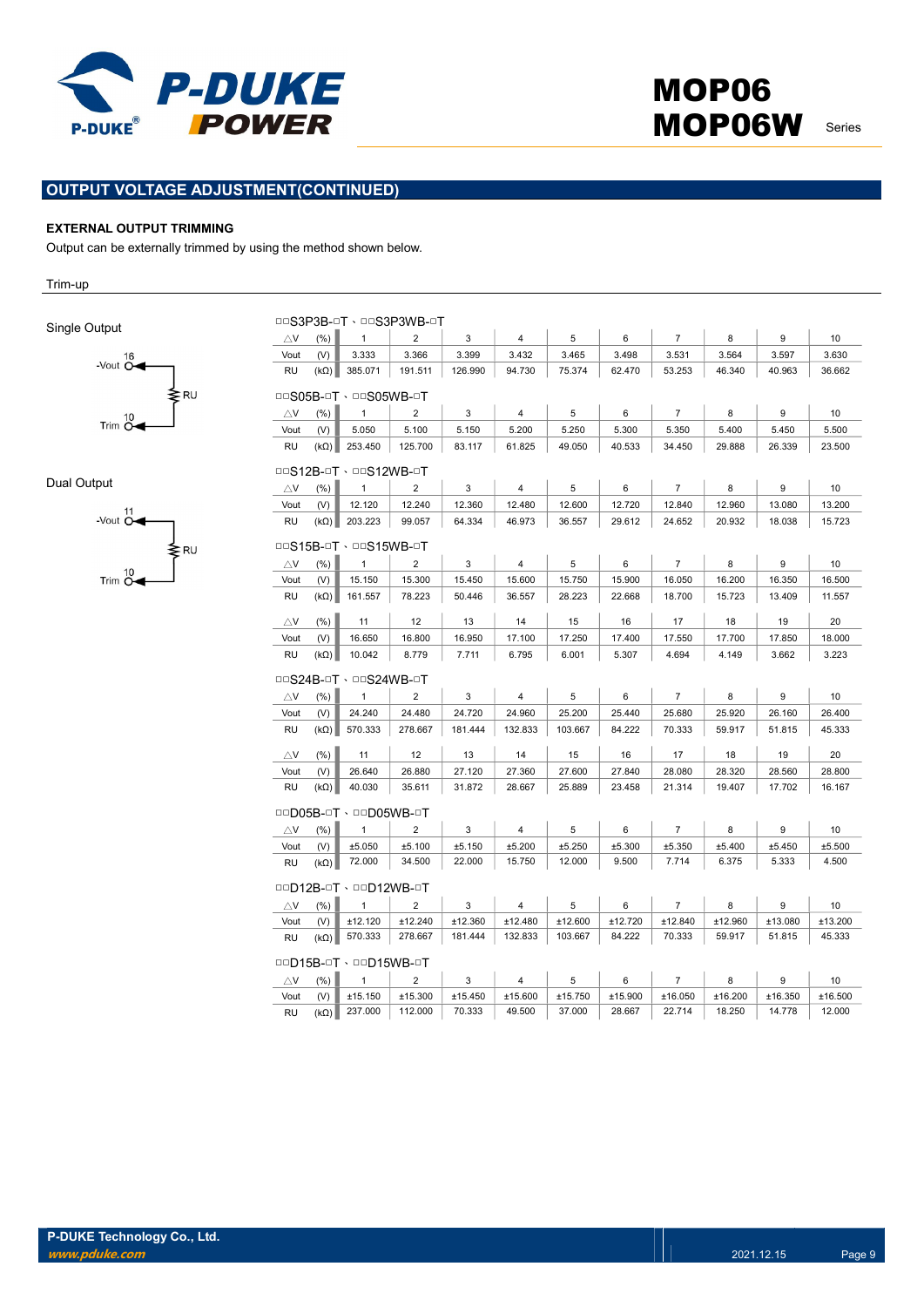## OUTPUT VOLTAGE ADJUSTMENT(CONTINUED)

### EXTERNAL OUTPUT TRIMMING

Output can be externally trimmed by using the method shown below.

Trim-up

Single Output

-Vout 16

RU

Trim 10

Dual Output

-Vout 11

RU

Trim 10

□□S3P3B-□T、□□S3P3WB-□T

| △V | (%) | 1 | 2 | 3 | 4 | 5 | 6 | 7 | 8 | 9 | 10 |
|---|---|---|---|---|---|---|---|---|---|---|---|
| Vout | (V) | 3.333 | 3.366 | 3.399 | 3.432 | 3.465 | 3.498 | 3.531 | 3.564 | 3.597 | 3.630 |
| RU | (kΩ) | 385.071 | 191.511 | 126.990 | 94.730 | 75.374 | 62.470 | 53.253 | 46.340 | 40.963 | 36.662 |

□□S05B-□T、□□S05WB-□T

| △V | (%) | 1 | 2 | 3 | 4 | 5 | 6 | 7 | 8 | 9 | 10 |
|---|---|---|---|---|---|---|---|---|---|---|---|
| Vout | (V) | 5.050 | 5.100 | 5.150 | 5.200 | 5.250 | 5.300 | 5.350 | 5.400 | 5.450 | 5.500 |
| RU | (kΩ) | 253.450 | 125.700 | 83.117 | 61.825 | 49.050 | 40.533 | 34.450 | 29.888 | 26.339 | 23.500 |

□□S12B-□T、□□S12WB-□T

| △V | (%) | 1 | 2 | 3 | 4 | 5 | 6 | 7 | 8 | 9 | 10 |
|---|---|---|---|---|---|---|---|---|---|---|---|
| Vout | (V) | 12.120 | 12.240 | 12.360 | 12.480 | 12.600 | 12.720 | 12.840 | 12.960 | 13.080 | 13.200 |
| RU | (kΩ) | 203.223 | 99.057 | 64.334 | 46.973 | 36.557 | 29.612 | 24.652 | 20.932 | 18.038 | 15.723 |

□□S15B-□T、□□S15WB-□T

| △V | (%) | 1 | 2 | 3 | 4 | 5 | 6 | 7 | 8 | 9 | 10 |
|---|---|---|---|---|---|---|---|---|---|---|---|
| Vout | (V) | 15.150 | 15.300 | 15.450 | 15.600 | 15.750 | 15.900 | 16.050 | 16.200 | 16.350 | 16.500 |
| RU | (kΩ) | 161.557 | 78.223 | 50.446 | 36.557 | 28.223 | 22.668 | 18.700 | 15.723 | 13.409 | 11.557 |
| △V | (%) | 11 | 12 | 13 | 14 | 15 | 16 | 17 | 18 | 19 | 20 |
| Vout | (V) | 16.650 | 16.800 | 16.950 | 17.100 | 17.250 | 17.400 | 17.550 | 17.700 | 17.850 | 18.000 |
| RU | (kΩ) | 10.042 | 8.779 | 7.711 | 6.795 | 6.001 | 5.307 | 4.694 | 4.149 | 3.662 | 3.223 |

□□S24B-□T、□□S24WB-□T

| △V | (%) | 1 | 2 | 3 | 4 | 5 | 6 | 7 | 8 | 9 | 10 |
|---|---|---|---|---|---|---|---|---|---|---|---|
| Vout | (V) | 24.240 | 24.480 | 24.720 | 24.960 | 25.200 | 25.440 | 25.680 | 25.920 | 26.160 | 26.400 |
| RU | (kΩ) | 570.333 | 278.667 | 181.444 | 132.833 | 103.667 | 84.222 | 70.333 | 59.917 | 51.815 | 45.333 |
| △V | (%) | 11 | 12 | 13 | 14 | 15 | 16 | 17 | 18 | 19 | 20 |
| Vout | (V) | 26.640 | 26.880 | 27.120 | 27.360 | 27.600 | 27.840 | 28.080 | 28.320 | 28.560 | 28.800 |
| RU | (kΩ) | 40.030 | 35.611 | 31.872 | 28.667 | 25.889 | 23.458 | 21.314 | 19.407 | 17.702 | 16.167 |

□□D05B-□T、□□D05WB-□T

| △V | (%) | 1 | 2 | 3 | 4 | 5 | 6 | 7 | 8 | 9 | 10 |
|---|---|---|---|---|---|---|---|---|---|---|---|
| Vout | (V) | ±5.050 | ±5.100 | ±5.150 | ±5.200 | ±5.250 | ±5.300 | ±5.350 | ±5.400 | ±5.450 | ±5.500 |
| RU | (kΩ) | 72.000 | 34.500 | 22.000 | 15.750 | 12.000 | 9.500 | 7.714 | 6.375 | 5.333 | 4.500 |

□□D12B-□T、□□D12WB-□T

| △V | (%) | 1 | 2 | 3 | 4 | 5 | 6 | 7 | 8 | 9 | 10 |
|---|---|---|---|---|---|---|---|---|---|---|---|
| Vout | (V) | ±12.120 | ±12.240 | ±12.360 | ±12.480 | ±12.600 | ±12.720 | ±12.840 | ±12.960 | ±13.080 | ±13.200 |
| RU | (kΩ) | 570.333 | 278.667 | 181.444 | 132.833 | 103.667 | 84.222 | 70.333 | 59.917 | 51.815 | 45.333 |

□□D15B-□T、□□D15WB-□T

| △V | (%) | 1 | 2 | 3 | 4 | 5 | 6 | 7 | 8 | 9 | 10 |
|---|---|---|---|---|---|---|---|---|---|---|---|
| Vout | (V) | ±15.150 | ±15.300 | ±15.450 | ±15.600 | ±15.750 | ±15.900 | ±16.050 | ±16.200 | ±16.350 | ±16.500 |
| RU | (kΩ) | 237.000 | 112.000 | 70.333 | 49.500 | 37.000 | 28.667 | 22.714 | 18.250 | 14.778 | 12.000 |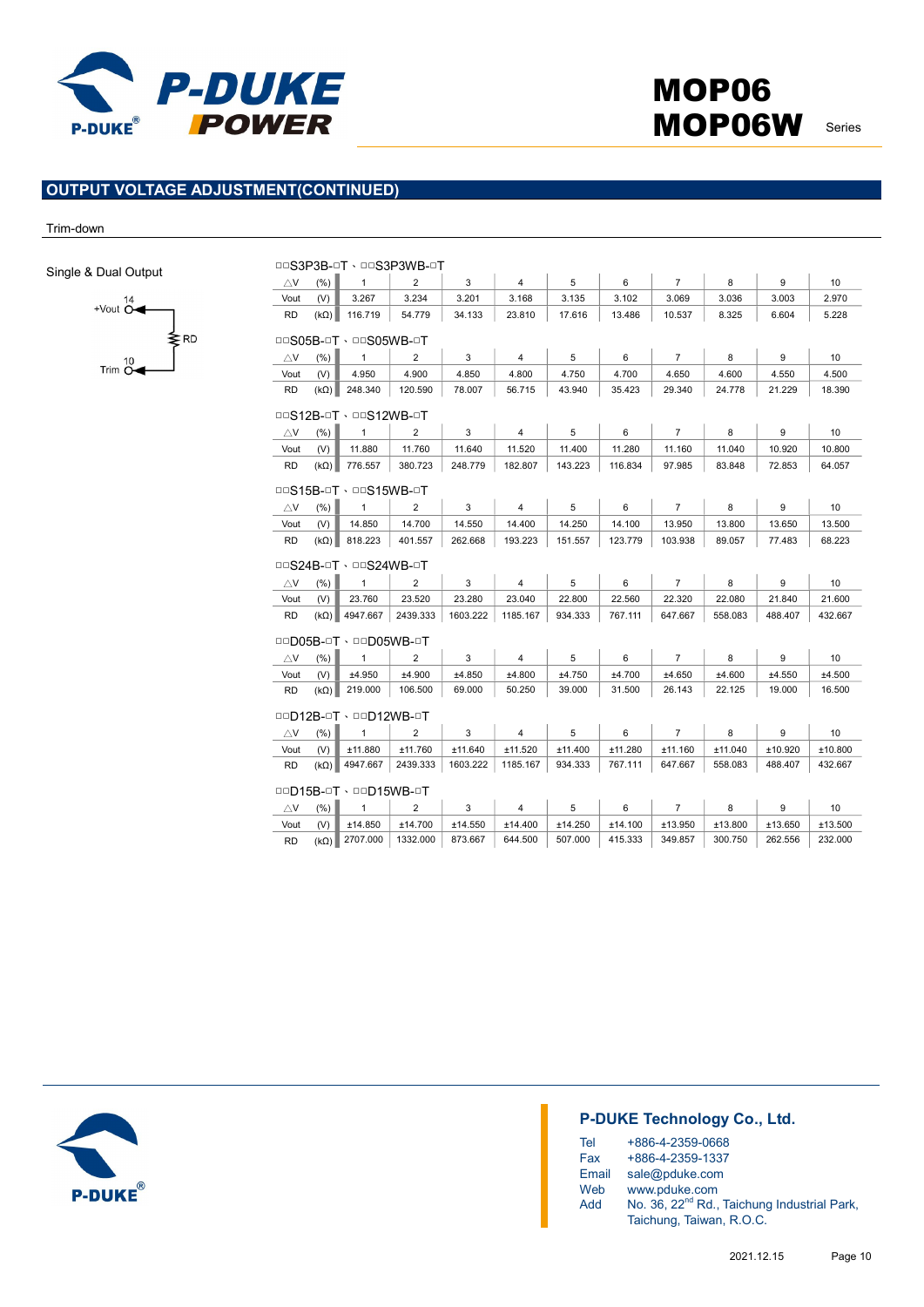## OUTPUT VOLTAGE ADJUSTMENT(CONTINUED)

Trim-down

Single & Dual Output

14
+Vout
RD
10
Trim

□□S3P3B-□T、□□S3P3WB-□T

| △V | (%) | 1 | 2 | 3 | 4 | 5 | 6 | 7 | 8 | 9 | 10 |
|---|---|---|---|---|---|---|---|---|---|---|---|
| Vout | (V) | 3.267 | 3.234 | 3.201 | 3.168 | 3.135 | 3.102 | 3.069 | 3.036 | 3.003 | 2.970 |
| RD | (kΩ) | 116.719 | 54.779 | 34.133 | 23.810 | 17.616 | 13.486 | 10.537 | 8.325 | 6.604 | 5.228 |

□□S05B-□T、□□S05WB-□T

| △V | (%) | 1 | 2 | 3 | 4 | 5 | 6 | 7 | 8 | 9 | 10 |
|---|---|---|---|---|---|---|---|---|---|---|---|
| Vout | (V) | 4.950 | 4.900 | 4.850 | 4.800 | 4.750 | 4.700 | 4.650 | 4.600 | 4.550 | 4.500 |
| RD | (kΩ) | 248.340 | 120.590 | 78.007 | 56.715 | 43.940 | 35.423 | 29.340 | 24.778 | 21.229 | 18.390 |

□□S12B-□T、□□S12WB-□T

| △V | (%) | 1 | 2 | 3 | 4 | 5 | 6 | 7 | 8 | 9 | 10 |
|---|---|---|---|---|---|---|---|---|---|---|---|
| Vout | (V) | 11.880 | 11.760 | 11.640 | 11.520 | 11.400 | 11.280 | 11.160 | 11.040 | 10.920 | 10.800 |
| RD | (kΩ) | 776.557 | 380.723 | 248.779 | 182.807 | 143.223 | 116.834 | 97.985 | 83.848 | 72.853 | 64.057 |

□□S15B-□T、□□S15WB-□T

| △V | (%) | 1 | 2 | 3 | 4 | 5 | 6 | 7 | 8 | 9 | 10 |
|---|---|---|---|---|---|---|---|---|---|---|---|
| Vout | (V) | 14.850 | 14.700 | 14.550 | 14.400 | 14.250 | 14.100 | 13.950 | 13.800 | 13.650 | 13.500 |
| RD | (kΩ) | 818.223 | 401.557 | 262.668 | 193.223 | 151.557 | 123.779 | 103.938 | 89.057 | 77.483 | 68.223 |

□□S24B-□T、□□S24WB-□T

| △V | (%) | 1 | 2 | 3 | 4 | 5 | 6 | 7 | 8 | 9 | 10 |
|---|---|---|---|---|---|---|---|---|---|---|---|
| Vout | (V) | 23.760 | 23.520 | 23.280 | 23.040 | 22.800 | 22.560 | 22.320 | 22.080 | 21.840 | 21.600 |
| RD | (kΩ) | 4947.667 | 2439.333 | 1603.222 | 1185.167 | 934.333 | 767.111 | 647.667 | 558.083 | 488.407 | 432.667 |

□□D05B-□T、□□D05WB-□T

| △V | (%) | 1 | 2 | 3 | 4 | 5 | 6 | 7 | 8 | 9 | 10 |
|---|---|---|---|---|---|---|---|---|---|---|---|
| Vout | (V) | ±4.950 | ±4.900 | ±4.850 | ±4.800 | ±4.750 | ±4.700 | ±4.650 | ±4.600 | ±4.550 | ±4.500 |
| RD | (kΩ) | 219.000 | 106.500 | 69.000 | 50.250 | 39.000 | 31.500 | 26.143 | 22.125 | 19.000 | 16.500 |

□□D12B-□T、□□D12WB-□T

| △V | (%) | 1 | 2 | 3 | 4 | 5 | 6 | 7 | 8 | 9 | 10 |
|---|---|---|---|---|---|---|---|---|---|---|---|
| Vout | (V) | ±11.880 | ±11.760 | ±11.640 | ±11.520 | ±11.400 | ±11.280 | ±11.160 | ±11.040 | ±10.920 | ±10.800 |
| RD | (kΩ) | 4947.667 | 2439.333 | 1603.222 | 1185.167 | 934.333 | 767.111 | 647.667 | 558.083 | 488.407 | 432.667 |

□□D15B-□T、□□D15WB-□T

| △V | (%) | 1 | 2 | 3 | 4 | 5 | 6 | 7 | 8 | 9 | 10 |
|---|---|---|---|---|---|---|---|---|---|---|---|
| Vout | (V) | ±14.850 | ±14.700 | ±14.550 | ±14.400 | ±14.250 | ±14.100 | ±13.950 | ±13.800 | ±13.650 | ±13.500 |
| RD | (kΩ) | 2707.000 | 1332.000 | 873.667 | 644.500 | 507.000 | 415.333 | 349.857 | 300.750 | 262.556 | 232.000 |